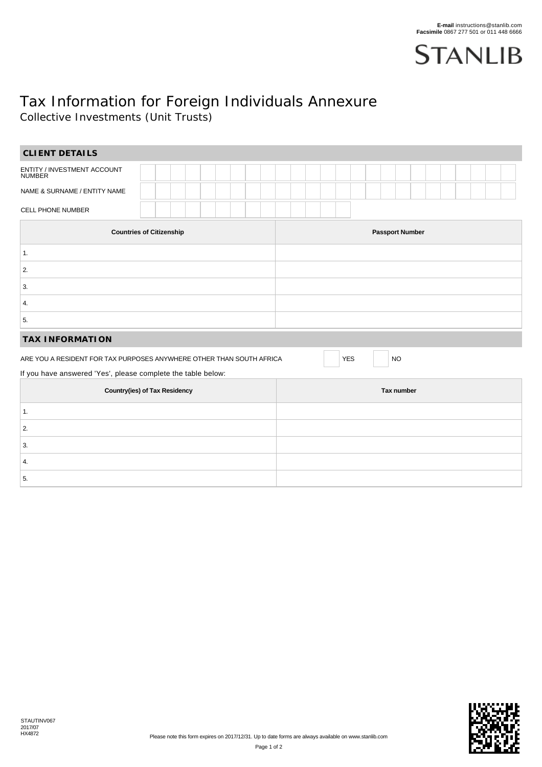E-mail instructions@stanlib.com
Facsimile 0867 277 501 or 011 448 6666

STANLIB

# Tax Information for Foreign Individuals Annexure

Collective Investments (Unit Trusts)

## CLIENT DETAILS

ENTITY / INVESTMENT ACCOUNT NUMBER

NAME & SURNAME / ENTITY NAME

CELL PHONE NUMBER

| Countries of Citizenship | Passport Number |
|---|---|
| 1. | |
| 2. | |
| 3. | |
| 4. | |
| 5. | |

## TAX INFORMATION

ARE YOU A RESIDENT FOR TAX PURPOSES ANYWHERE OTHER THAN SOUTH AFRICA ☐ YES ☐ NO

If you have answered 'Yes', please complete the table below:

| Country(ies) of Tax Residency | Tax number |
|---|---|
| 1. | |
| 2. | |
| 3. | |
| 4. | |
| 5. | |

STAUTINV067
2017/07
HX4872

Please note this form expires on 2017/12/31. Up to date forms are always available on www.stanlib.com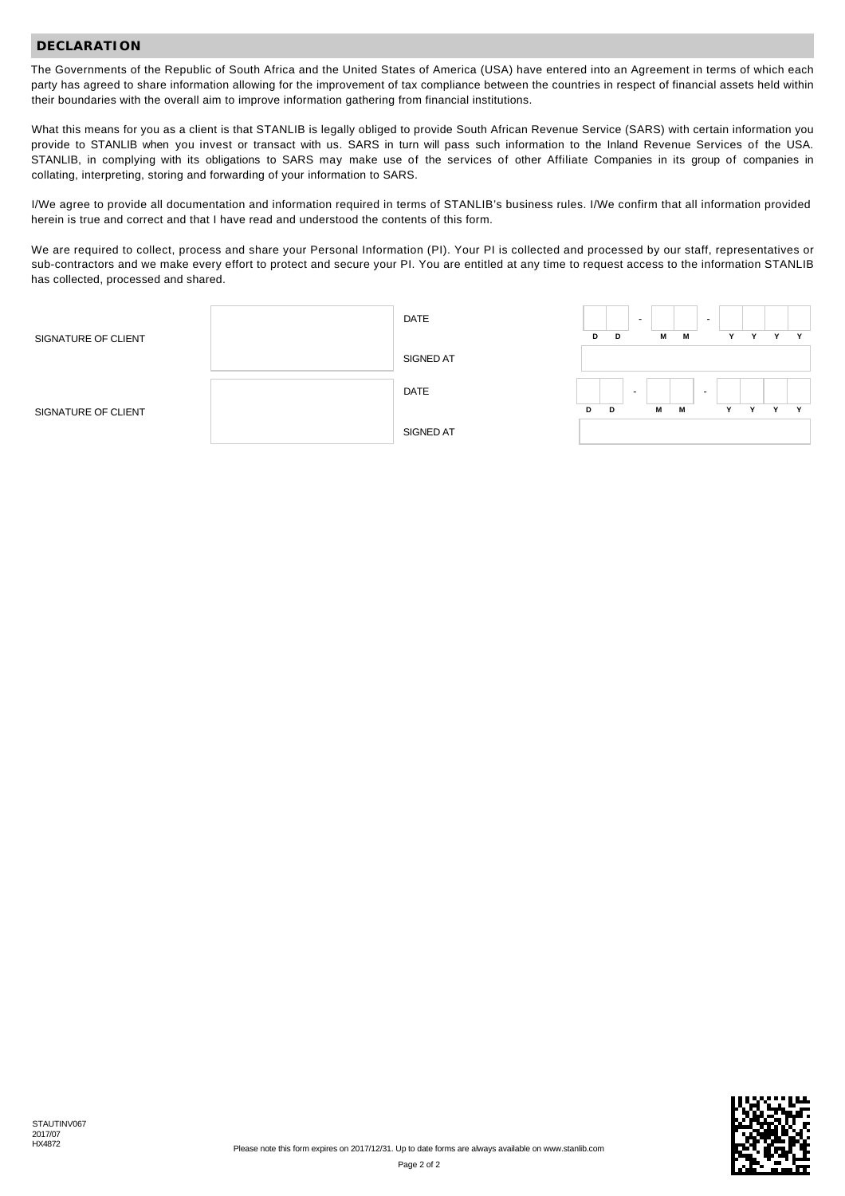## DECLARATION

The Governments of the Republic of South Africa and the United States of America (USA) have entered into an Agreement in terms of which each party has agreed to share information allowing for the improvement of tax compliance between the countries in respect of financial assets held within their boundaries with the overall aim to improve information gathering from financial institutions.

What this means for you as a client is that STANLIB is legally obliged to provide South African Revenue Service (SARS) with certain information you provide to STANLIB when you invest or transact with us. SARS in turn will pass such information to the Inland Revenue Services of the USA. STANLIB, in complying with its obligations to SARS may make use of the services of other Affiliate Companies in its group of companies in collating, interpreting, storing and forwarding of your information to SARS.

I/We agree to provide all documentation and information required in terms of STANLIB's business rules. I/We confirm that all information provided herein is true and correct and that I have read and understood the contents of this form.

We are required to collect, process and share your Personal Information (PI). Your PI is collected and processed by our staff, representatives or sub-contractors and we make every effort to protect and secure your PI. You are entitled at any time to request access to the information STANLIB has collected, processed and shared.

| | | | |
|---|---|---|---|
| SIGNATURE OF CLIENT | | DATE | D D - M M - Y Y Y Y |
| | | SIGNED AT | |
| SIGNATURE OF CLIENT | | DATE | D D - M M - Y Y Y Y |
| | | SIGNED AT | |

STAUTINV067
2017/07
HX4872

Please note this form expires on 2017/12/31. Up to date forms are always available on www.stanlib.com